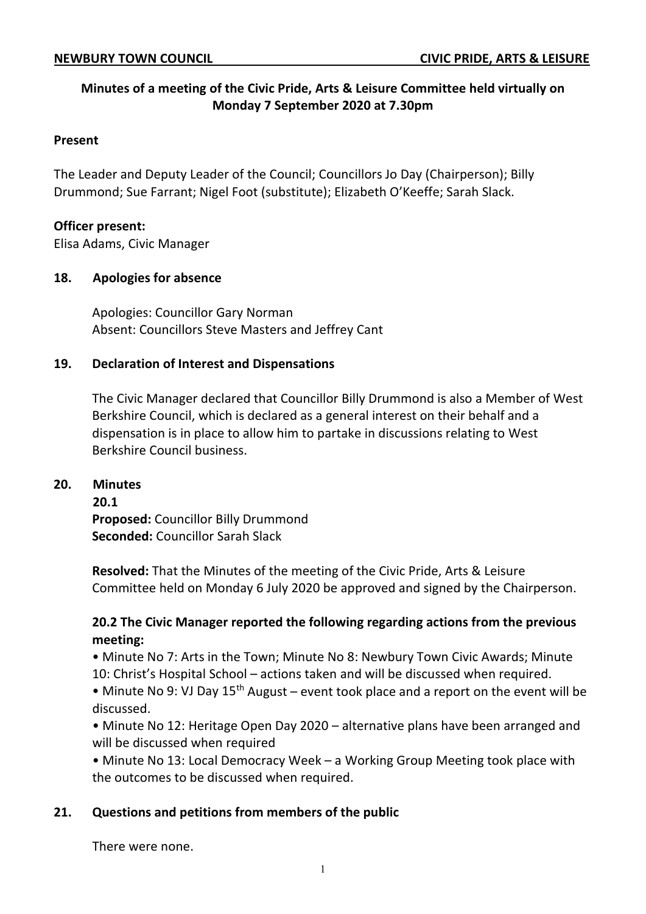**NEWBURY TOWN COUNCIL** **CIVIC PRIDE, ARTS & LEISURE**

**Minutes of a meeting of the Civic Pride, Arts & Leisure Committee held virtually on Monday 7 September 2020 at 7.30pm**

**Present**

The Leader and Deputy Leader of the Council; Councillors Jo Day (Chairperson); Billy Drummond; Sue Farrant; Nigel Foot (substitute); Elizabeth O'Keeffe; Sarah Slack.

**Officer present:**
Elisa Adams, Civic Manager

## 18. Apologies for absence

Apologies: Councillor Gary Norman
Absent: Councillors Steve Masters and Jeffrey Cant

## 19. Declaration of Interest and Dispensations

The Civic Manager declared that Councillor Billy Drummond is also a Member of West Berkshire Council, which is declared as a general interest on their behalf and a dispensation is in place to allow him to partake in discussions relating to West Berkshire Council business.

## 20. Minutes

**20.1**
**Proposed:** Councillor Billy Drummond
**Seconded:** Councillor Sarah Slack

**Resolved:** That the Minutes of the meeting of the Civic Pride, Arts & Leisure Committee held on Monday 6 July 2020 be approved and signed by the Chairperson.

### 20.2 The Civic Manager reported the following regarding actions from the previous meeting:

- Minute No 7: Arts in the Town; Minute No 8: Newbury Town Civic Awards; Minute 10: Christ's Hospital School – actions taken and will be discussed when required.
- Minute No 9: VJ Day 15th August – event took place and a report on the event will be discussed.
- Minute No 12: Heritage Open Day 2020 – alternative plans have been arranged and will be discussed when required
- Minute No 13: Local Democracy Week – a Working Group Meeting took place with the outcomes to be discussed when required.

## 21. Questions and petitions from members of the public

There were none.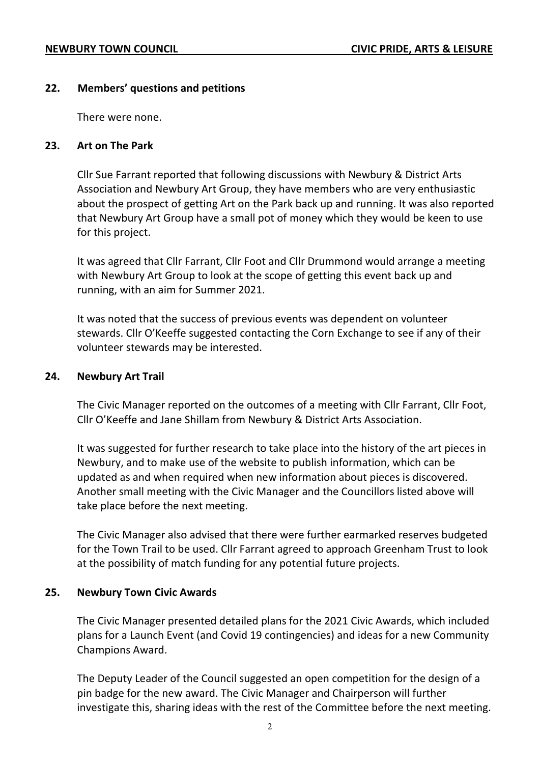## 22. Members' questions and petitions

There were none.

## 23. Art on The Park

Cllr Sue Farrant reported that following discussions with Newbury & District Arts Association and Newbury Art Group, they have members who are very enthusiastic about the prospect of getting Art on the Park back up and running. It was also reported that Newbury Art Group have a small pot of money which they would be keen to use for this project.

It was agreed that Cllr Farrant, Cllr Foot and Cllr Drummond would arrange a meeting with Newbury Art Group to look at the scope of getting this event back up and running, with an aim for Summer 2021.

It was noted that the success of previous events was dependent on volunteer stewards. Cllr O'Keeffe suggested contacting the Corn Exchange to see if any of their volunteer stewards may be interested.

## 24. Newbury Art Trail

The Civic Manager reported on the outcomes of a meeting with Cllr Farrant, Cllr Foot, Cllr O'Keeffe and Jane Shillam from Newbury & District Arts Association.

It was suggested for further research to take place into the history of the art pieces in Newbury, and to make use of the website to publish information, which can be updated as and when required when new information about pieces is discovered. Another small meeting with the Civic Manager and the Councillors listed above will take place before the next meeting.

The Civic Manager also advised that there were further earmarked reserves budgeted for the Town Trail to be used. Cllr Farrant agreed to approach Greenham Trust to look at the possibility of match funding for any potential future projects.

## 25. Newbury Town Civic Awards

The Civic Manager presented detailed plans for the 2021 Civic Awards, which included plans for a Launch Event (and Covid 19 contingencies) and ideas for a new Community Champions Award.

The Deputy Leader of the Council suggested an open competition for the design of a pin badge for the new award. The Civic Manager and Chairperson will further investigate this, sharing ideas with the rest of the Committee before the next meeting.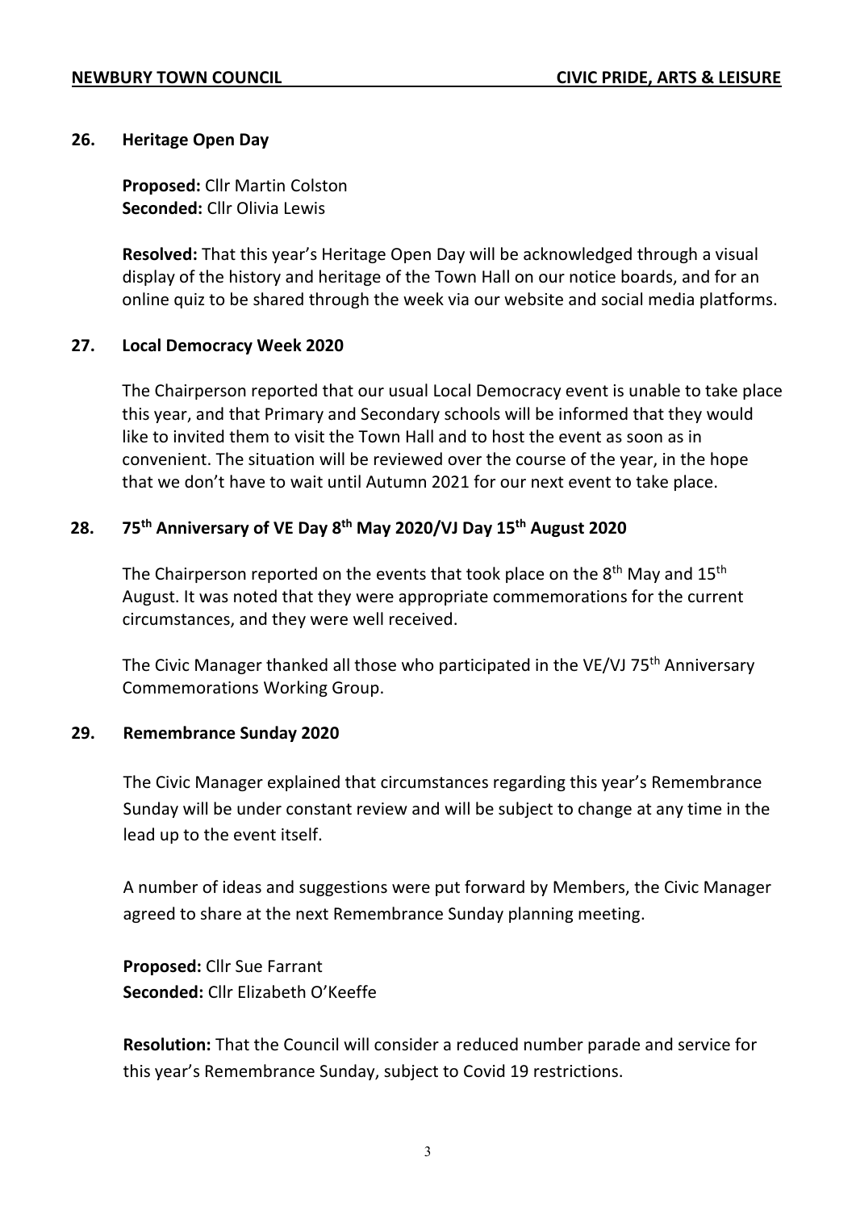**26. Heritage Open Day**

**Proposed:** Cllr Martin Colston
**Seconded:** Cllr Olivia Lewis

**Resolved:** That this year's Heritage Open Day will be acknowledged through a visual display of the history and heritage of the Town Hall on our notice boards, and for an online quiz to be shared through the week via our website and social media platforms.

**27. Local Democracy Week 2020**

The Chairperson reported that our usual Local Democracy event is unable to take place this year, and that Primary and Secondary schools will be informed that they would like to invited them to visit the Town Hall and to host the event as soon as in convenient. The situation will be reviewed over the course of the year, in the hope that we don't have to wait until Autumn 2021 for our next event to take place.

**28. 75th Anniversary of VE Day 8th May 2020/VJ Day 15th August 2020**

The Chairperson reported on the events that took place on the 8th May and 15th August. It was noted that they were appropriate commemorations for the current circumstances, and they were well received.

The Civic Manager thanked all those who participated in the VE/VJ 75th Anniversary Commemorations Working Group.

**29. Remembrance Sunday 2020**

The Civic Manager explained that circumstances regarding this year's Remembrance Sunday will be under constant review and will be subject to change at any time in the lead up to the event itself.

A number of ideas and suggestions were put forward by Members, the Civic Manager agreed to share at the next Remembrance Sunday planning meeting.

**Proposed:** Cllr Sue Farrant
**Seconded:** Cllr Elizabeth O'Keeffe

**Resolution:** That the Council will consider a reduced number parade and service for this year's Remembrance Sunday, subject to Covid 19 restrictions.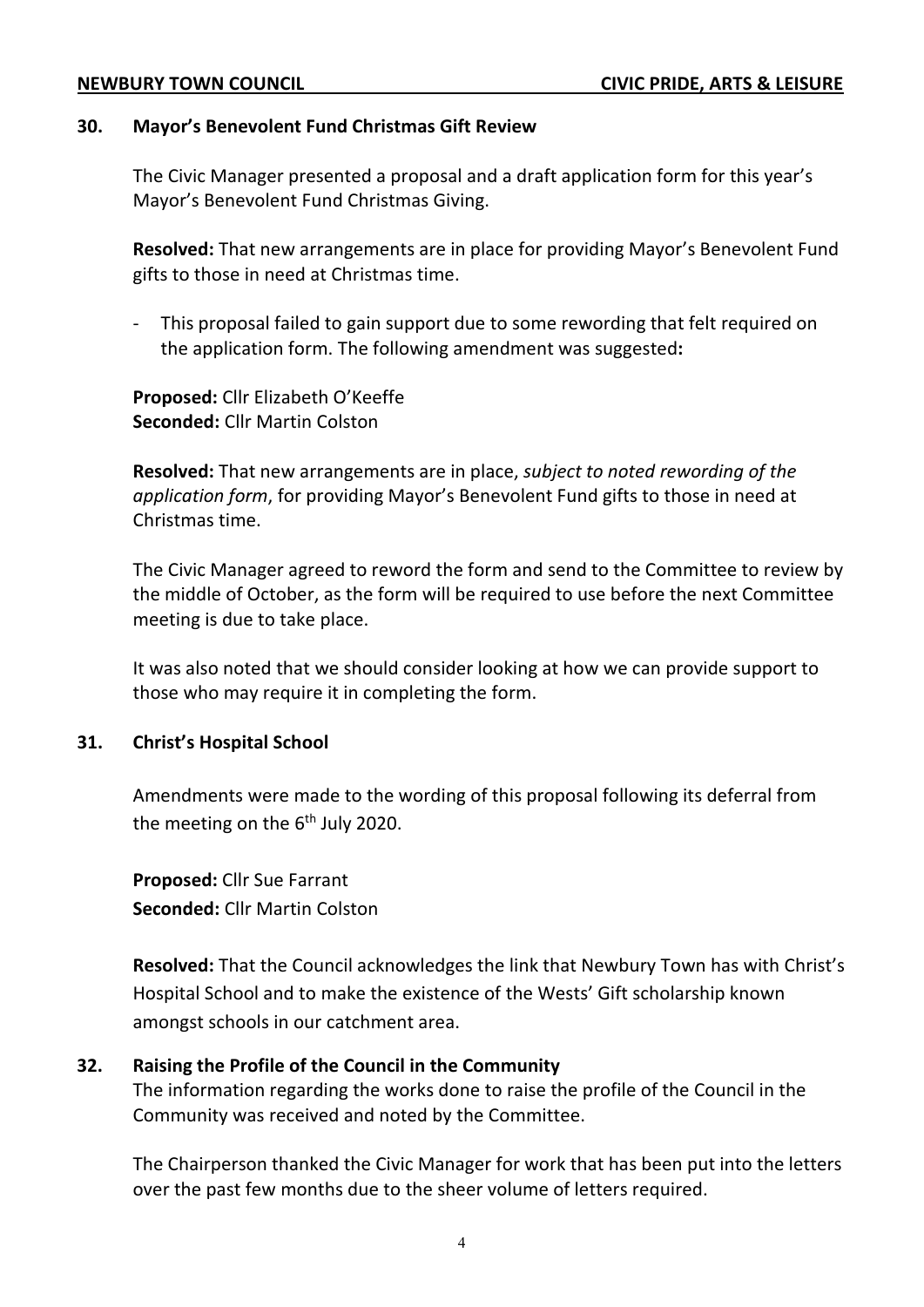## 30. Mayor's Benevolent Fund Christmas Gift Review

The Civic Manager presented a proposal and a draft application form for this year's Mayor's Benevolent Fund Christmas Giving.

**Resolved:** That new arrangements are in place for providing Mayor's Benevolent Fund gifts to those in need at Christmas time.

- This proposal failed to gain support due to some rewording that felt required on the application form. The following amendment was suggested**:**

**Proposed:** Cllr Elizabeth O'Keeffe
**Seconded:** Cllr Martin Colston

**Resolved:** That new arrangements are in place, *subject to noted rewording of the application form*, for providing Mayor's Benevolent Fund gifts to those in need at Christmas time.

The Civic Manager agreed to reword the form and send to the Committee to review by the middle of October, as the form will be required to use before the next Committee meeting is due to take place.

It was also noted that we should consider looking at how we can provide support to those who may require it in completing the form.

## 31. Christ's Hospital School

Amendments were made to the wording of this proposal following its deferral from the meeting on the 6th July 2020.

**Proposed:** Cllr Sue Farrant
**Seconded:** Cllr Martin Colston

**Resolved:** That the Council acknowledges the link that Newbury Town has with Christ's Hospital School and to make the existence of the Wests' Gift scholarship known amongst schools in our catchment area.

## 32. Raising the Profile of the Council in the Community

The information regarding the works done to raise the profile of the Council in the Community was received and noted by the Committee.

The Chairperson thanked the Civic Manager for work that has been put into the letters over the past few months due to the sheer volume of letters required.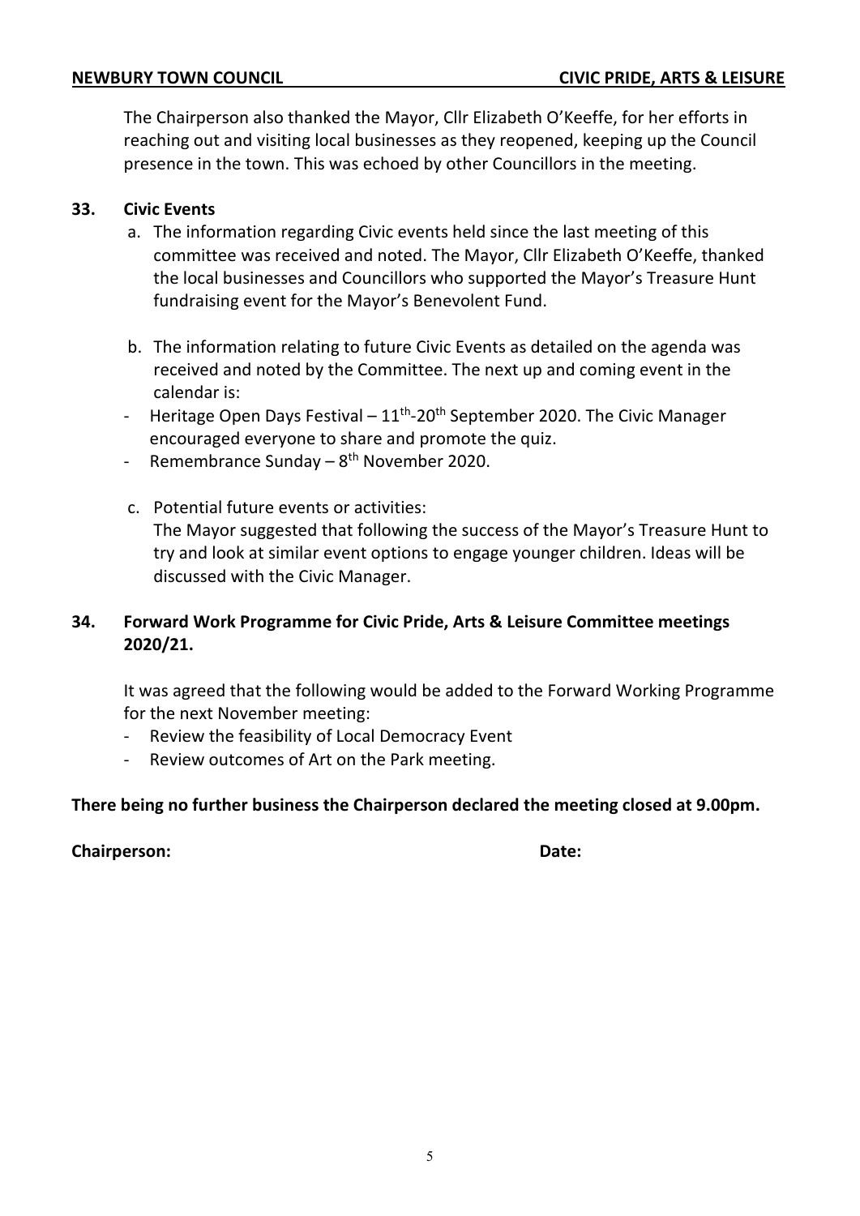The Chairperson also thanked the Mayor, Cllr Elizabeth O'Keeffe, for her efforts in reaching out and visiting local businesses as they reopened, keeping up the Council presence in the town. This was echoed by other Councillors in the meeting.

**33. Civic Events**

a. The information regarding Civic events held since the last meeting of this committee was received and noted. The Mayor, Cllr Elizabeth O'Keeffe, thanked the local businesses and Councillors who supported the Mayor's Treasure Hunt fundraising event for the Mayor's Benevolent Fund.

b. The information relating to future Civic Events as detailed on the agenda was received and noted by the Committee. The next up and coming event in the calendar is:

- Heritage Open Days Festival – 11th-20th September 2020. The Civic Manager encouraged everyone to share and promote the quiz.
- Remembrance Sunday – 8th November 2020.

c. Potential future events or activities:
The Mayor suggested that following the success of the Mayor's Treasure Hunt to try and look at similar event options to engage younger children. Ideas will be discussed with the Civic Manager.

**34. Forward Work Programme for Civic Pride, Arts & Leisure Committee meetings 2020/21.**

It was agreed that the following would be added to the Forward Working Programme for the next November meeting:

- Review the feasibility of Local Democracy Event
- Review outcomes of Art on the Park meeting.

**There being no further business the Chairperson declared the meeting closed at 9.00pm.**

**Chairperson:** **Date:**